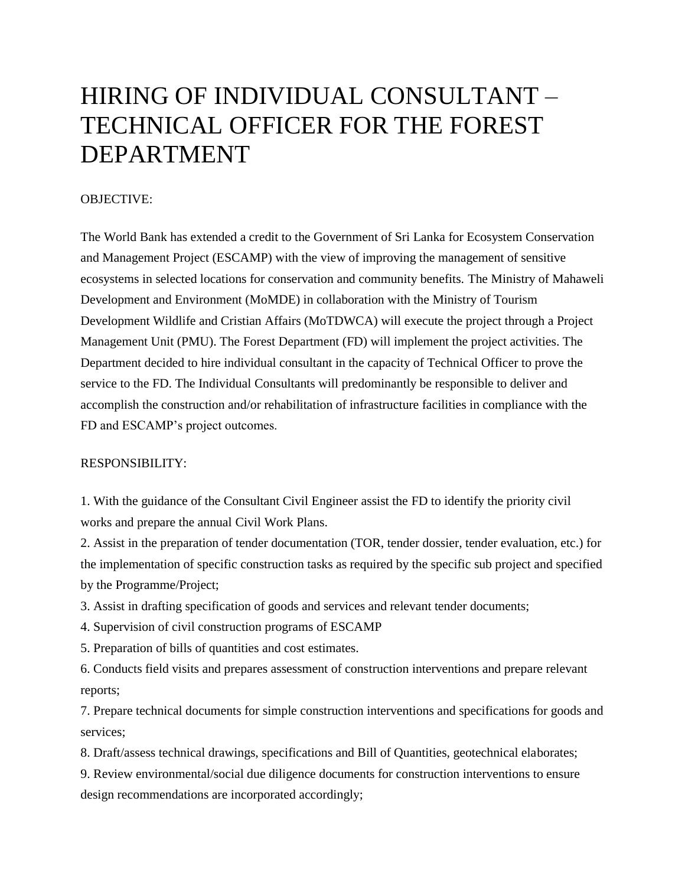# HIRING OF INDIVIDUAL CONSULTANT – TECHNICAL OFFICER FOR THE FOREST DEPARTMENT

OBJECTIVE:

The World Bank has extended a credit to the Government of Sri Lanka for Ecosystem Conservation and Management Project (ESCAMP) with the view of improving the management of sensitive ecosystems in selected locations for conservation and community benefits. The Ministry of Mahaweli Development and Environment (MoMDE) in collaboration with the Ministry of Tourism Development Wildlife and Cristian Affairs (MoTDWCA) will execute the project through a Project Management Unit (PMU). The Forest Department (FD) will implement the project activities. The Department decided to hire individual consultant in the capacity of Technical Officer to prove the service to the FD. The Individual Consultants will predominantly be responsible to deliver and accomplish the construction and/or rehabilitation of infrastructure facilities in compliance with the FD and ESCAMP's project outcomes.

RESPONSIBILITY:

1. With the guidance of the Consultant Civil Engineer assist the FD to identify the priority civil works and prepare the annual Civil Work Plans.
2. Assist in the preparation of tender documentation (TOR, tender dossier, tender evaluation, etc.) for the implementation of specific construction tasks as required by the specific sub project and specified by the Programme/Project;
3. Assist in drafting specification of goods and services and relevant tender documents;
4. Supervision of civil construction programs of ESCAMP
5. Preparation of bills of quantities and cost estimates.
6. Conducts field visits and prepares assessment of construction interventions and prepare relevant reports;
7. Prepare technical documents for simple construction interventions and specifications for goods and services;
8. Draft/assess technical drawings, specifications and Bill of Quantities, geotechnical elaborates;
9. Review environmental/social due diligence documents for construction interventions to ensure design recommendations are incorporated accordingly;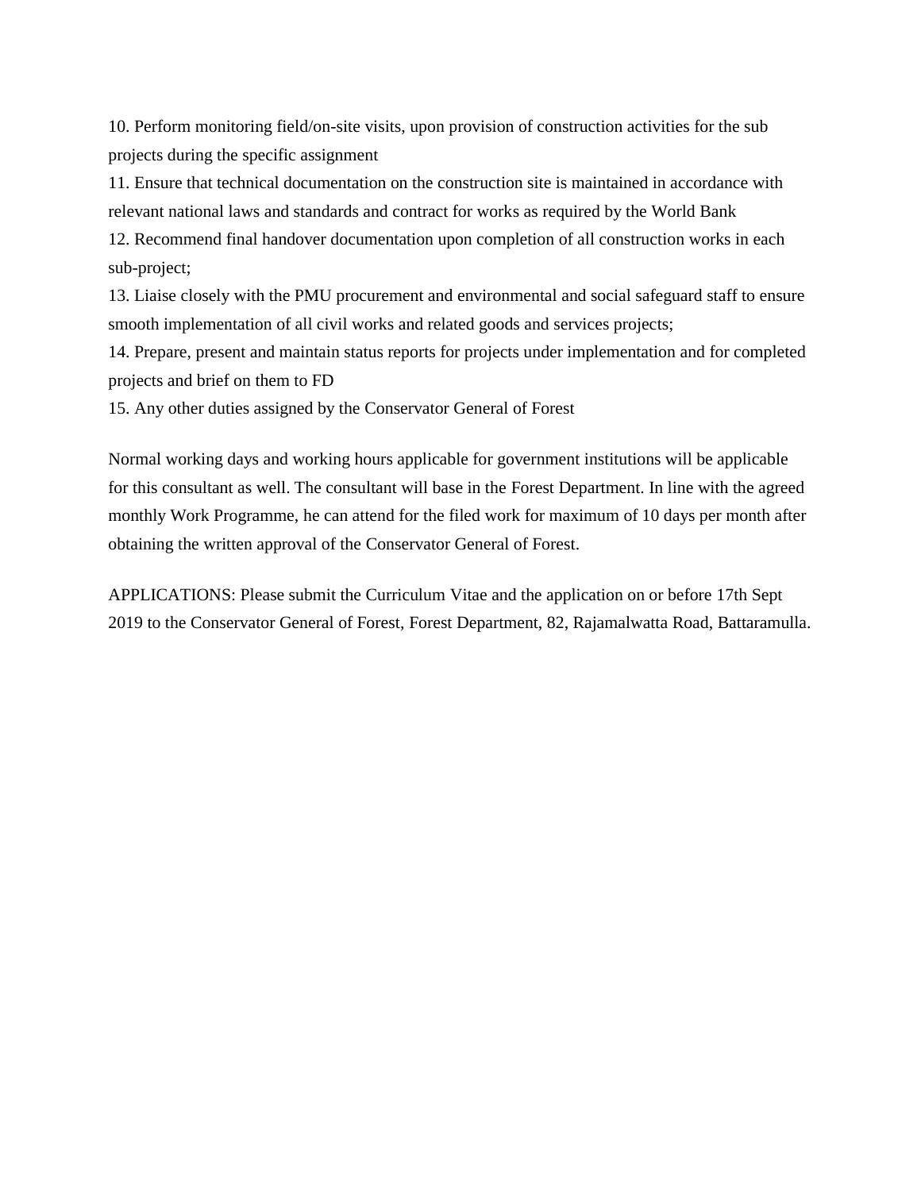10. Perform monitoring field/on-site visits, upon provision of construction activities for the sub projects during the specific assignment
11. Ensure that technical documentation on the construction site is maintained in accordance with relevant national laws and standards and contract for works as required by the World Bank
12. Recommend final handover documentation upon completion of all construction works in each sub-project;
13. Liaise closely with the PMU procurement and environmental and social safeguard staff to ensure smooth implementation of all civil works and related goods and services projects;
14. Prepare, present and maintain status reports for projects under implementation and for completed projects and brief on them to FD
15. Any other duties assigned by the Conservator General of Forest

Normal working days and working hours applicable for government institutions will be applicable for this consultant as well. The consultant will base in the Forest Department. In line with the agreed monthly Work Programme, he can attend for the filed work for maximum of 10 days per month after obtaining the written approval of the Conservator General of Forest.

APPLICATIONS: Please submit the Curriculum Vitae and the application on or before 17th Sept 2019 to the Conservator General of Forest, Forest Department, 82, Rajamalwatta Road, Battaramulla.